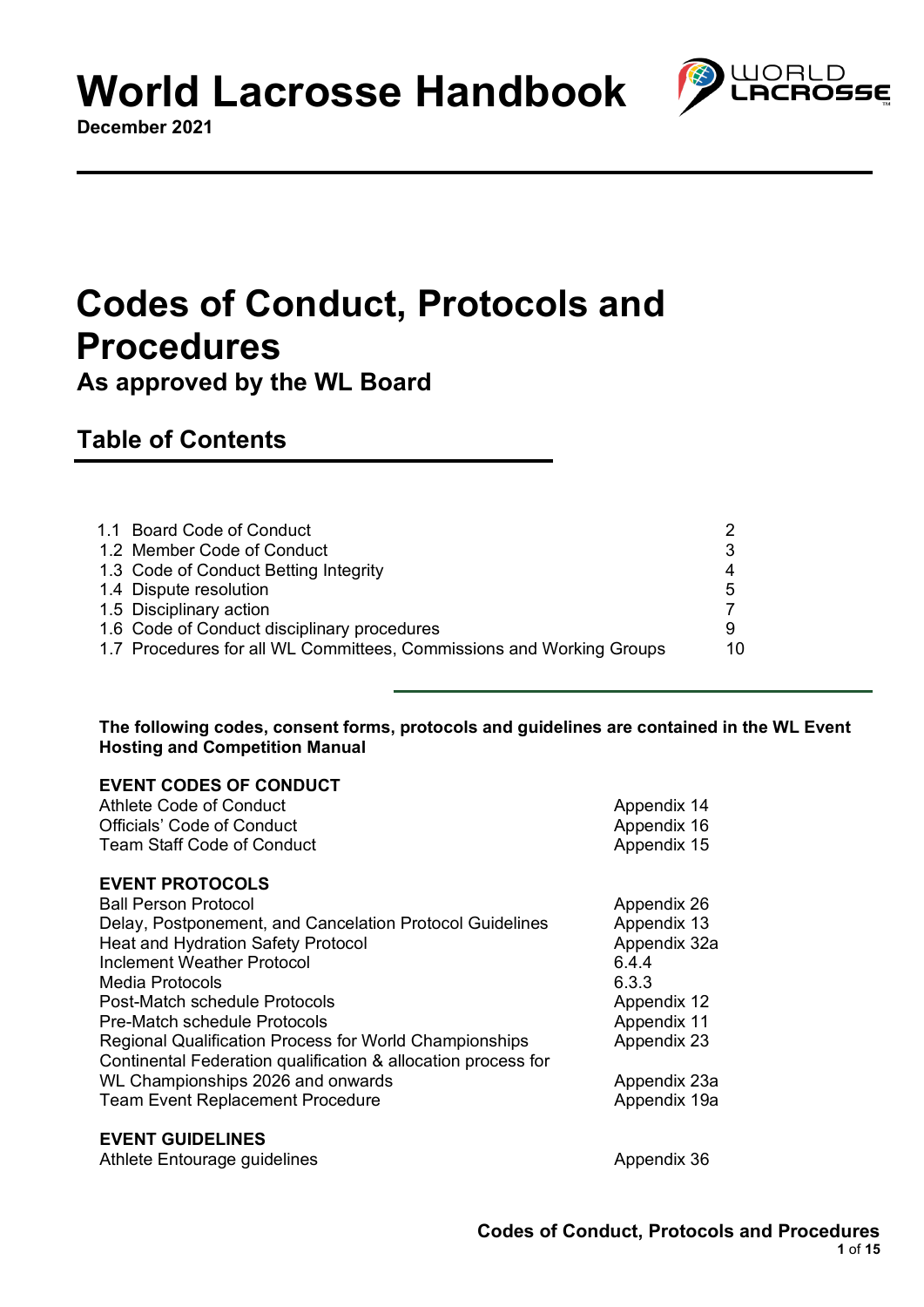# World Lacrosse Handbook

**December 2021**

# Codes of Conduct, Protocols and Procedures

**As approved by the WL Board**

## Table of Contents

| | |
|---|---|
| 1.1 Board Code of Conduct | 2 |
| 1.2 Member Code of Conduct | 3 |
| 1.3 Code of Conduct Betting Integrity | 4 |
| 1.4 Dispute resolution | 5 |
| 1.5 Disciplinary action | 7 |
| 1.6 Code of Conduct disciplinary procedures | 9 |
| 1.7 Procedures for all WL Committees, Commissions and Working Groups | 10 |

**The following codes, consent forms, protocols and guidelines are contained in the WL Event Hosting and Competition Manual**

**EVENT CODES OF CONDUCT**

| | |
|---|---|
| Athlete Code of Conduct | Appendix 14 |
| Officials' Code of Conduct | Appendix 16 |
| Team Staff Code of Conduct | Appendix 15 |

**EVENT PROTOCOLS**

| | |
|---|---|
| Ball Person Protocol | Appendix 26 |
| Delay, Postponement, and Cancelation Protocol Guidelines | Appendix 13 |
| Heat and Hydration Safety Protocol | Appendix 32a |
| Inclement Weather Protocol | 6.4.4 |
| Media Protocols | 6.3.3 |
| Post-Match schedule Protocols | Appendix 12 |
| Pre-Match schedule Protocols | Appendix 11 |
| Regional Qualification Process for World Championships | Appendix 23 |
| Continental Federation qualification & allocation process for WL Championships 2026 and onwards | Appendix 23a |
| Team Event Replacement Procedure | Appendix 19a |

**EVENT GUIDELINES**

| | |
|---|---|
| Athlete Entourage guidelines | Appendix 36 |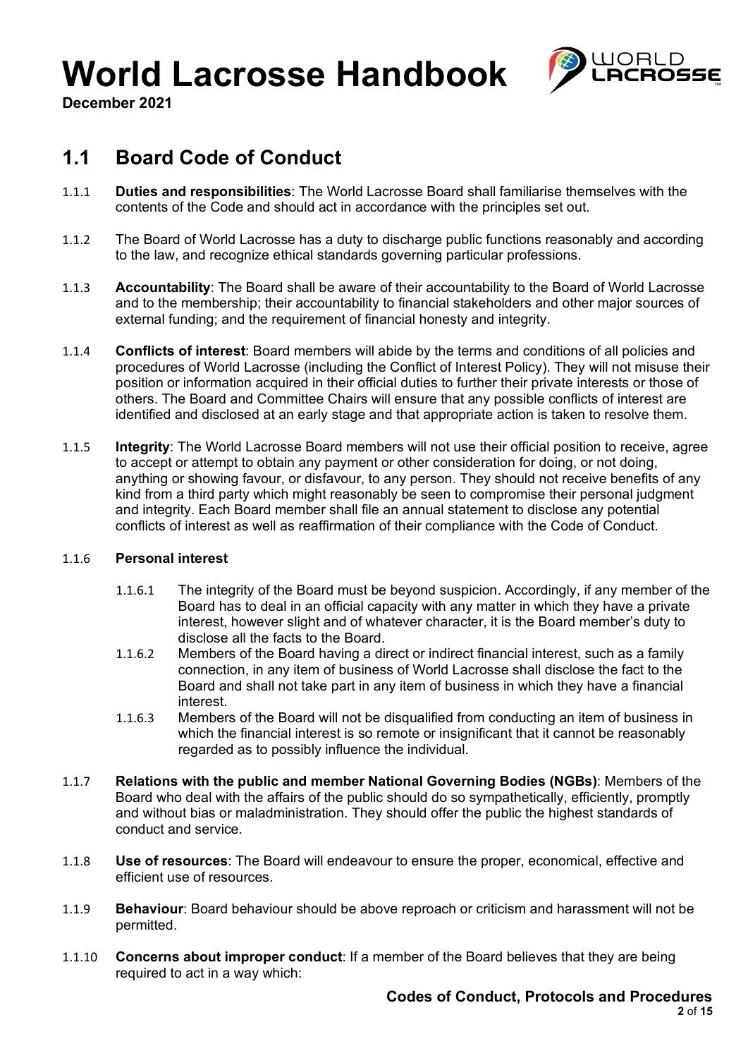## 1.1 Board Code of Conduct

1.1.1 **Duties and responsibilities**: The World Lacrosse Board shall familiarise themselves with the contents of the Code and should act in accordance with the principles set out.

1.1.2 The Board of World Lacrosse has a duty to discharge public functions reasonably and according to the law, and recognize ethical standards governing particular professions.

1.1.3 **Accountability**: The Board shall be aware of their accountability to the Board of World Lacrosse and to the membership; their accountability to financial stakeholders and other major sources of external funding; and the requirement of financial honesty and integrity.

1.1.4 **Conflicts of interest**: Board members will abide by the terms and conditions of all policies and procedures of World Lacrosse (including the Conflict of Interest Policy). They will not misuse their position or information acquired in their official duties to further their private interests or those of others. The Board and Committee Chairs will ensure that any possible conflicts of interest are identified and disclosed at an early stage and that appropriate action is taken to resolve them.

1.1.5 **Integrity**: The World Lacrosse Board members will not use their official position to receive, agree to accept or attempt to obtain any payment or other consideration for doing, or not doing, anything or showing favour, or disfavour, to any person. They should not receive benefits of any kind from a third party which might reasonably be seen to compromise their personal judgment and integrity. Each Board member shall file an annual statement to disclose any potential conflicts of interest as well as reaffirmation of their compliance with the Code of Conduct.

1.1.6 **Personal interest**

1.1.6.1 The integrity of the Board must be beyond suspicion. Accordingly, if any member of the Board has to deal in an official capacity with any matter in which they have a private interest, however slight and of whatever character, it is the Board member's duty to disclose all the facts to the Board.

1.1.6.2 Members of the Board having a direct or indirect financial interest, such as a family connection, in any item of business of World Lacrosse shall disclose the fact to the Board and shall not take part in any item of business in which they have a financial interest.

1.1.6.3 Members of the Board will not be disqualified from conducting an item of business in which the financial interest is so remote or insignificant that it cannot be reasonably regarded as to possibly influence the individual.

1.1.7 **Relations with the public and member National Governing Bodies (NGBs)**: Members of the Board who deal with the affairs of the public should do so sympathetically, efficiently, promptly and without bias or maladministration. They should offer the public the highest standards of conduct and service.

1.1.8 **Use of resources**: The Board will endeavour to ensure the proper, economical, effective and efficient use of resources.

1.1.9 **Behaviour**: Board behaviour should be above reproach or criticism and harassment will not be permitted.

1.1.10 **Concerns about improper conduct**: If a member of the Board believes that they are being required to act in a way which: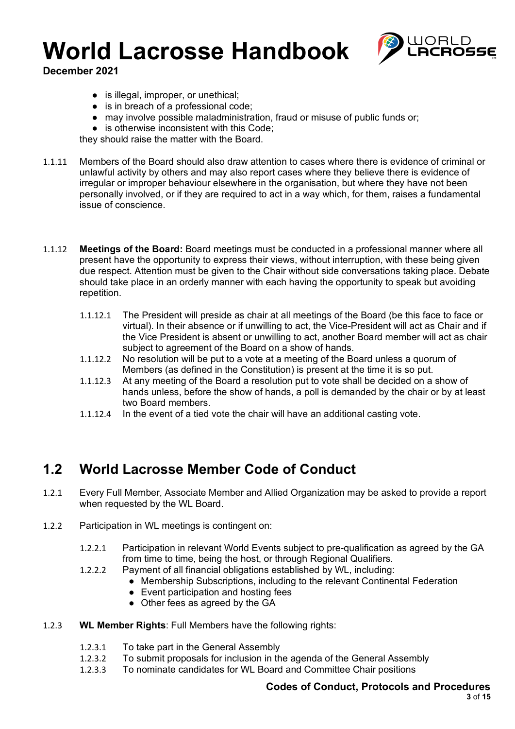- is illegal, improper, or unethical;
- is in breach of a professional code;
- may involve possible maladministration, fraud or misuse of public funds or;
- is otherwise inconsistent with this Code;

they should raise the matter with the Board.

1.1.11 Members of the Board should also draw attention to cases where there is evidence of criminal or unlawful activity by others and may also report cases where they believe there is evidence of irregular or improper behaviour elsewhere in the organisation, but where they have not been personally involved, or if they are required to act in a way which, for them, raises a fundamental issue of conscience.

1.1.12 **Meetings of the Board:** Board meetings must be conducted in a professional manner where all present have the opportunity to express their views, without interruption, with these being given due respect. Attention must be given to the Chair without side conversations taking place. Debate should take place in an orderly manner with each having the opportunity to speak but avoiding repetition.

1.1.12.1 The President will preside as chair at all meetings of the Board (be this face to face or virtual). In their absence or if unwilling to act, the Vice-President will act as Chair and if the Vice President is absent or unwilling to act, another Board member will act as chair subject to agreement of the Board on a show of hands.

1.1.12.2 No resolution will be put to a vote at a meeting of the Board unless a quorum of Members (as defined in the Constitution) is present at the time it is so put.

1.1.12.3 At any meeting of the Board a resolution put to vote shall be decided on a show of hands unless, before the show of hands, a poll is demanded by the chair or by at least two Board members.

1.1.12.4 In the event of a tied vote the chair will have an additional casting vote.

## 1.2 World Lacrosse Member Code of Conduct

1.2.1 Every Full Member, Associate Member and Allied Organization may be asked to provide a report when requested by the WL Board.

1.2.2 Participation in WL meetings is contingent on:

1.2.2.1 Participation in relevant World Events subject to pre-qualification as agreed by the GA from time to time, being the host, or through Regional Qualifiers.

1.2.2.2 Payment of all financial obligations established by WL, including:

- Membership Subscriptions, including to the relevant Continental Federation
- Event participation and hosting fees
- Other fees as agreed by the GA

1.2.3 **WL Member Rights**: Full Members have the following rights:

1.2.3.1 To take part in the General Assembly

1.2.3.2 To submit proposals for inclusion in the agenda of the General Assembly

1.2.3.3 To nominate candidates for WL Board and Committee Chair positions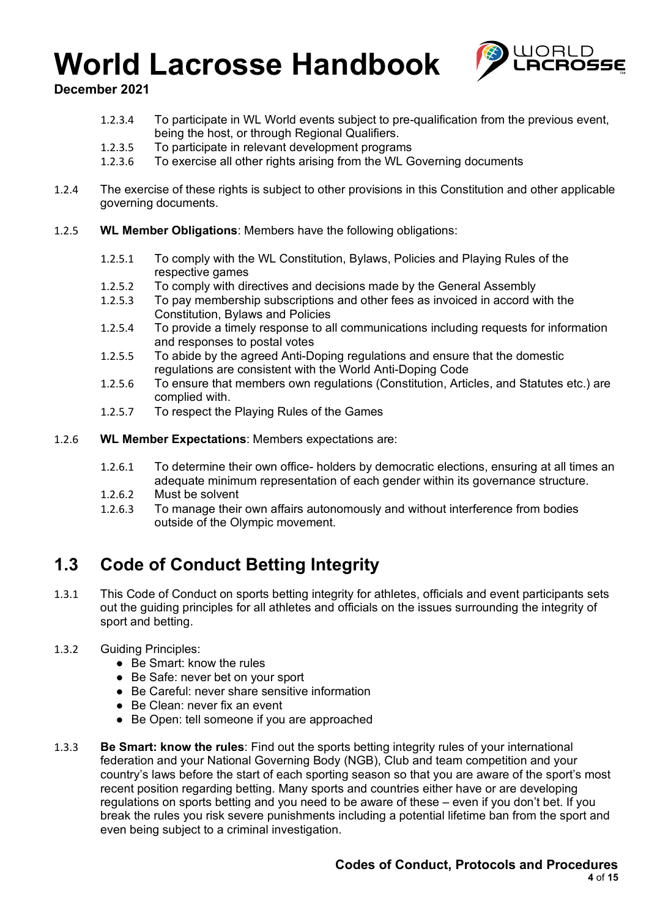1.2.3.4 To participate in WL World events subject to pre-qualification from the previous event, being the host, or through Regional Qualifiers.

1.2.3.5 To participate in relevant development programs

1.2.3.6 To exercise all other rights arising from the WL Governing documents

1.2.4 The exercise of these rights is subject to other provisions in this Constitution and other applicable governing documents.

1.2.5 **WL Member Obligations**: Members have the following obligations:

1.2.5.1 To comply with the WL Constitution, Bylaws, Policies and Playing Rules of the respective games

1.2.5.2 To comply with directives and decisions made by the General Assembly

1.2.5.3 To pay membership subscriptions and other fees as invoiced in accord with the Constitution, Bylaws and Policies

1.2.5.4 To provide a timely response to all communications including requests for information and responses to postal votes

1.2.5.5 To abide by the agreed Anti-Doping regulations and ensure that the domestic regulations are consistent with the World Anti-Doping Code

1.2.5.6 To ensure that members own regulations (Constitution, Articles, and Statutes etc.) are complied with.

1.2.5.7 To respect the Playing Rules of the Games

1.2.6 **WL Member Expectations**: Members expectations are:

1.2.6.1 To determine their own office- holders by democratic elections, ensuring at all times an adequate minimum representation of each gender within its governance structure.

1.2.6.2 Must be solvent

1.2.6.3 To manage their own affairs autonomously and without interference from bodies outside of the Olympic movement.

## 1.3 Code of Conduct Betting Integrity

1.3.1 This Code of Conduct on sports betting integrity for athletes, officials and event participants sets out the guiding principles for all athletes and officials on the issues surrounding the integrity of sport and betting.

1.3.2 Guiding Principles:

- Be Smart: know the rules
- Be Safe: never bet on your sport
- Be Careful: never share sensitive information
- Be Clean: never fix an event
- Be Open: tell someone if you are approached

1.3.3 **Be Smart: know the rules**: Find out the sports betting integrity rules of your international federation and your National Governing Body (NGB), Club and team competition and your country's laws before the start of each sporting season so that you are aware of the sport's most recent position regarding betting. Many sports and countries either have or are developing regulations on sports betting and you need to be aware of these – even if you don't bet. If you break the rules you risk severe punishments including a potential lifetime ban from the sport and even being subject to a criminal investigation.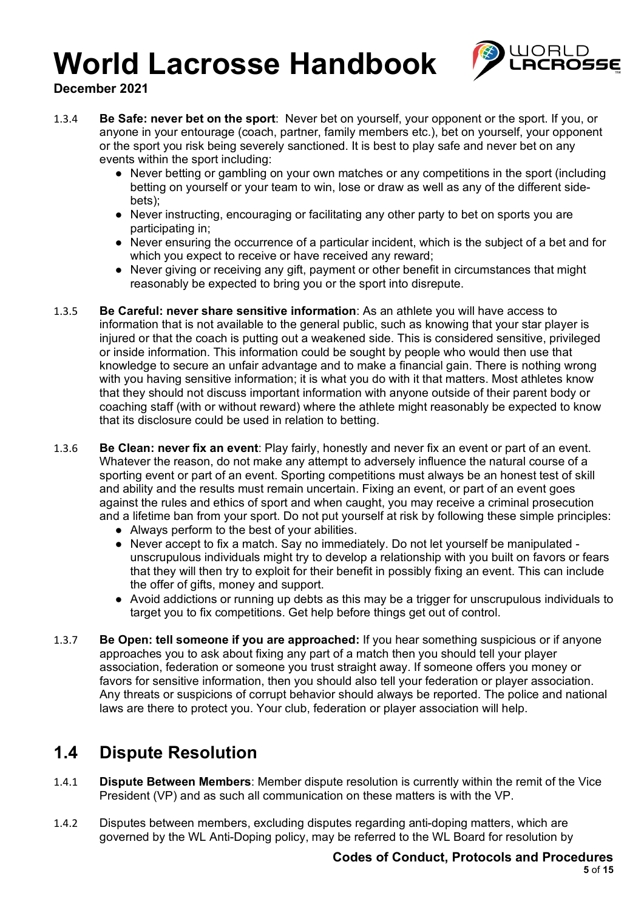1.3.4 **Be Safe: never bet on the sport**: Never bet on yourself, your opponent or the sport. If you, or anyone in your entourage (coach, partner, family members etc.), bet on yourself, your opponent or the sport you risk being severely sanctioned. It is best to play safe and never bet on any events within the sport including:

- Never betting or gambling on your own matches or any competitions in the sport (including betting on yourself or your team to win, lose or draw as well as any of the different side-bets);
- Never instructing, encouraging or facilitating any other party to bet on sports you are participating in;
- Never ensuring the occurrence of a particular incident, which is the subject of a bet and for which you expect to receive or have received any reward;
- Never giving or receiving any gift, payment or other benefit in circumstances that might reasonably be expected to bring you or the sport into disrepute.

1.3.5 **Be Careful: never share sensitive information**: As an athlete you will have access to information that is not available to the general public, such as knowing that your star player is injured or that the coach is putting out a weakened side. This is considered sensitive, privileged or inside information. This information could be sought by people who would then use that knowledge to secure an unfair advantage and to make a financial gain. There is nothing wrong with you having sensitive information; it is what you do with it that matters. Most athletes know that they should not discuss important information with anyone outside of their parent body or coaching staff (with or without reward) where the athlete might reasonably be expected to know that its disclosure could be used in relation to betting.

1.3.6 **Be Clean: never fix an event**: Play fairly, honestly and never fix an event or part of an event. Whatever the reason, do not make any attempt to adversely influence the natural course of a sporting event or part of an event. Sporting competitions must always be an honest test of skill and ability and the results must remain uncertain. Fixing an event, or part of an event goes against the rules and ethics of sport and when caught, you may receive a criminal prosecution and a lifetime ban from your sport. Do not put yourself at risk by following these simple principles:

- Always perform to the best of your abilities.
- Never accept to fix a match. Say no immediately. Do not let yourself be manipulated - unscrupulous individuals might try to develop a relationship with you built on favors or fears that they will then try to exploit for their benefit in possibly fixing an event. This can include the offer of gifts, money and support.
- Avoid addictions or running up debts as this may be a trigger for unscrupulous individuals to target you to fix competitions. Get help before things get out of control.

1.3.7 **Be Open: tell someone if you are approached:** If you hear something suspicious or if anyone approaches you to ask about fixing any part of a match then you should tell your player association, federation or someone you trust straight away. If someone offers you money or favors for sensitive information, then you should also tell your federation or player association. Any threats or suspicions of corrupt behavior should always be reported. The police and national laws are there to protect you. Your club, federation or player association will help.

## 1.4 Dispute Resolution

1.4.1 **Dispute Between Members**: Member dispute resolution is currently within the remit of the Vice President (VP) and as such all communication on these matters is with the VP.

1.4.2 Disputes between members, excluding disputes regarding anti-doping matters, which are governed by the WL Anti-Doping policy, may be referred to the WL Board for resolution by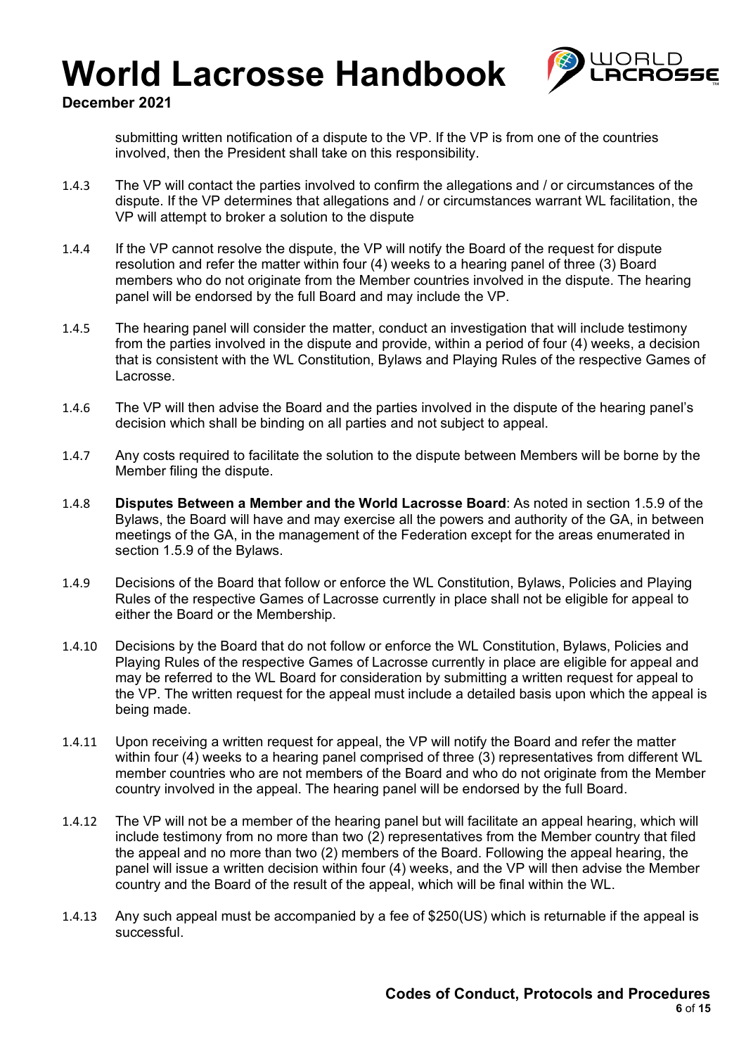submitting written notification of a dispute to the VP. If the VP is from one of the countries involved, then the President shall take on this responsibility.

1.4.3 The VP will contact the parties involved to confirm the allegations and / or circumstances of the dispute. If the VP determines that allegations and / or circumstances warrant WL facilitation, the VP will attempt to broker a solution to the dispute

1.4.4 If the VP cannot resolve the dispute, the VP will notify the Board of the request for dispute resolution and refer the matter within four (4) weeks to a hearing panel of three (3) Board members who do not originate from the Member countries involved in the dispute. The hearing panel will be endorsed by the full Board and may include the VP.

1.4.5 The hearing panel will consider the matter, conduct an investigation that will include testimony from the parties involved in the dispute and provide, within a period of four (4) weeks, a decision that is consistent with the WL Constitution, Bylaws and Playing Rules of the respective Games of Lacrosse.

1.4.6 The VP will then advise the Board and the parties involved in the dispute of the hearing panel's decision which shall be binding on all parties and not subject to appeal.

1.4.7 Any costs required to facilitate the solution to the dispute between Members will be borne by the Member filing the dispute.

1.4.8 **Disputes Between a Member and the World Lacrosse Board**: As noted in section 1.5.9 of the Bylaws, the Board will have and may exercise all the powers and authority of the GA, in between meetings of the GA, in the management of the Federation except for the areas enumerated in section 1.5.9 of the Bylaws.

1.4.9 Decisions of the Board that follow or enforce the WL Constitution, Bylaws, Policies and Playing Rules of the respective Games of Lacrosse currently in place shall not be eligible for appeal to either the Board or the Membership.

1.4.10 Decisions by the Board that do not follow or enforce the WL Constitution, Bylaws, Policies and Playing Rules of the respective Games of Lacrosse currently in place are eligible for appeal and may be referred to the WL Board for consideration by submitting a written request for appeal to the VP. The written request for the appeal must include a detailed basis upon which the appeal is being made.

1.4.11 Upon receiving a written request for appeal, the VP will notify the Board and refer the matter within four (4) weeks to a hearing panel comprised of three (3) representatives from different WL member countries who are not members of the Board and who do not originate from the Member country involved in the appeal. The hearing panel will be endorsed by the full Board.

1.4.12 The VP will not be a member of the hearing panel but will facilitate an appeal hearing, which will include testimony from no more than two (2) representatives from the Member country that filed the appeal and no more than two (2) members of the Board. Following the appeal hearing, the panel will issue a written decision within four (4) weeks, and the VP will then advise the Member country and the Board of the result of the appeal, which will be final within the WL.

1.4.13 Any such appeal must be accompanied by a fee of $250(US) which is returnable if the appeal is successful.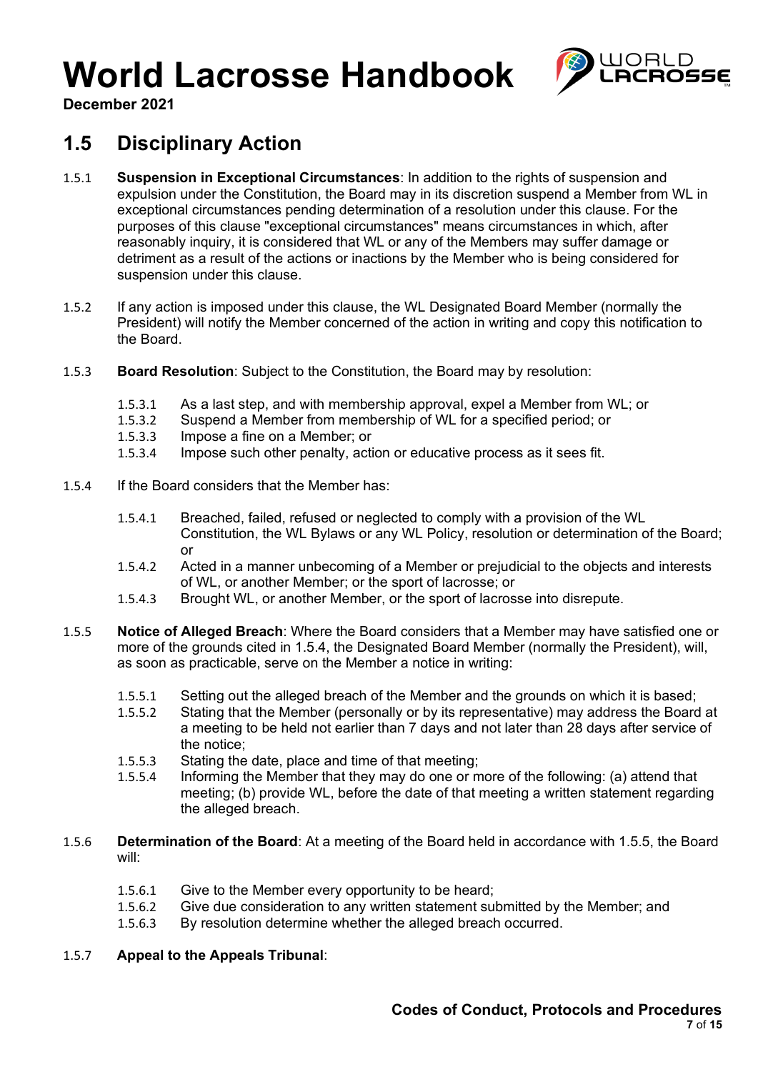## 1.5 Disciplinary Action

1.5.1 **Suspension in Exceptional Circumstances**: In addition to the rights of suspension and expulsion under the Constitution, the Board may in its discretion suspend a Member from WL in exceptional circumstances pending determination of a resolution under this clause. For the purposes of this clause "exceptional circumstances" means circumstances in which, after reasonably inquiry, it is considered that WL or any of the Members may suffer damage or detriment as a result of the actions or inactions by the Member who is being considered for suspension under this clause.

1.5.2 If any action is imposed under this clause, the WL Designated Board Member (normally the President) will notify the Member concerned of the action in writing and copy this notification to the Board.

1.5.3 **Board Resolution**: Subject to the Constitution, the Board may by resolution:

- 1.5.3.1 As a last step, and with membership approval, expel a Member from WL; or
- 1.5.3.2 Suspend a Member from membership of WL for a specified period; or
- 1.5.3.3 Impose a fine on a Member; or
- 1.5.3.4 Impose such other penalty, action or educative process as it sees fit.

1.5.4 If the Board considers that the Member has:

- 1.5.4.1 Breached, failed, refused or neglected to comply with a provision of the WL Constitution, the WL Bylaws or any WL Policy, resolution or determination of the Board; or
- 1.5.4.2 Acted in a manner unbecoming of a Member or prejudicial to the objects and interests of WL, or another Member; or the sport of lacrosse; or
- 1.5.4.3 Brought WL, or another Member, or the sport of lacrosse into disrepute.

1.5.5 **Notice of Alleged Breach**: Where the Board considers that a Member may have satisfied one or more of the grounds cited in 1.5.4, the Designated Board Member (normally the President), will, as soon as practicable, serve on the Member a notice in writing:

- 1.5.5.1 Setting out the alleged breach of the Member and the grounds on which it is based;
- 1.5.5.2 Stating that the Member (personally or by its representative) may address the Board at a meeting to be held not earlier than 7 days and not later than 28 days after service of the notice;
- 1.5.5.3 Stating the date, place and time of that meeting;
- 1.5.5.4 Informing the Member that they may do one or more of the following: (a) attend that meeting; (b) provide WL, before the date of that meeting a written statement regarding the alleged breach.

1.5.6 **Determination of the Board**: At a meeting of the Board held in accordance with 1.5.5, the Board will:

- 1.5.6.1 Give to the Member every opportunity to be heard;
- 1.5.6.2 Give due consideration to any written statement submitted by the Member; and
- 1.5.6.3 By resolution determine whether the alleged breach occurred.

1.5.7 **Appeal to the Appeals Tribunal**: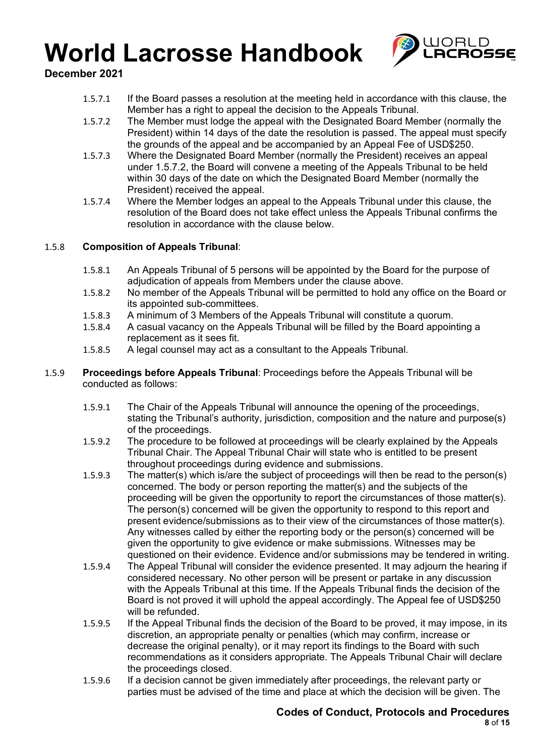1.5.7.1 If the Board passes a resolution at the meeting held in accordance with this clause, the Member has a right to appeal the decision to the Appeals Tribunal.

1.5.7.2 The Member must lodge the appeal with the Designated Board Member (normally the President) within 14 days of the date the resolution is passed. The appeal must specify the grounds of the appeal and be accompanied by an Appeal Fee of USD$250.

1.5.7.3 Where the Designated Board Member (normally the President) receives an appeal under 1.5.7.2, the Board will convene a meeting of the Appeals Tribunal to be held within 30 days of the date on which the Designated Board Member (normally the President) received the appeal.

1.5.7.4 Where the Member lodges an appeal to the Appeals Tribunal under this clause, the resolution of the Board does not take effect unless the Appeals Tribunal confirms the resolution in accordance with the clause below.

1.5.8 **Composition of Appeals Tribunal**:

1.5.8.1 An Appeals Tribunal of 5 persons will be appointed by the Board for the purpose of adjudication of appeals from Members under the clause above.

1.5.8.2 No member of the Appeals Tribunal will be permitted to hold any office on the Board or its appointed sub-committees.

1.5.8.3 A minimum of 3 Members of the Appeals Tribunal will constitute a quorum.

1.5.8.4 A casual vacancy on the Appeals Tribunal will be filled by the Board appointing a replacement as it sees fit.

1.5.8.5 A legal counsel may act as a consultant to the Appeals Tribunal.

1.5.9 **Proceedings before Appeals Tribunal**: Proceedings before the Appeals Tribunal will be conducted as follows:

1.5.9.1 The Chair of the Appeals Tribunal will announce the opening of the proceedings, stating the Tribunal's authority, jurisdiction, composition and the nature and purpose(s) of the proceedings.

1.5.9.2 The procedure to be followed at proceedings will be clearly explained by the Appeals Tribunal Chair. The Appeal Tribunal Chair will state who is entitled to be present throughout proceedings during evidence and submissions.

1.5.9.3 The matter(s) which is/are the subject of proceedings will then be read to the person(s) concerned. The body or person reporting the matter(s) and the subjects of the proceeding will be given the opportunity to report the circumstances of those matter(s). The person(s) concerned will be given the opportunity to respond to this report and present evidence/submissions as to their view of the circumstances of those matter(s). Any witnesses called by either the reporting body or the person(s) concerned will be given the opportunity to give evidence or make submissions. Witnesses may be questioned on their evidence. Evidence and/or submissions may be tendered in writing.

1.5.9.4 The Appeal Tribunal will consider the evidence presented. It may adjourn the hearing if considered necessary. No other person will be present or partake in any discussion with the Appeals Tribunal at this time. If the Appeals Tribunal finds the decision of the Board is not proved it will uphold the appeal accordingly. The Appeal fee of USD$250 will be refunded.

1.5.9.5 If the Appeal Tribunal finds the decision of the Board to be proved, it may impose, in its discretion, an appropriate penalty or penalties (which may confirm, increase or decrease the original penalty), or it may report its findings to the Board with such recommendations as it considers appropriate. The Appeals Tribunal Chair will declare the proceedings closed.

1.5.9.6 If a decision cannot be given immediately after proceedings, the relevant party or parties must be advised of the time and place at which the decision will be given. The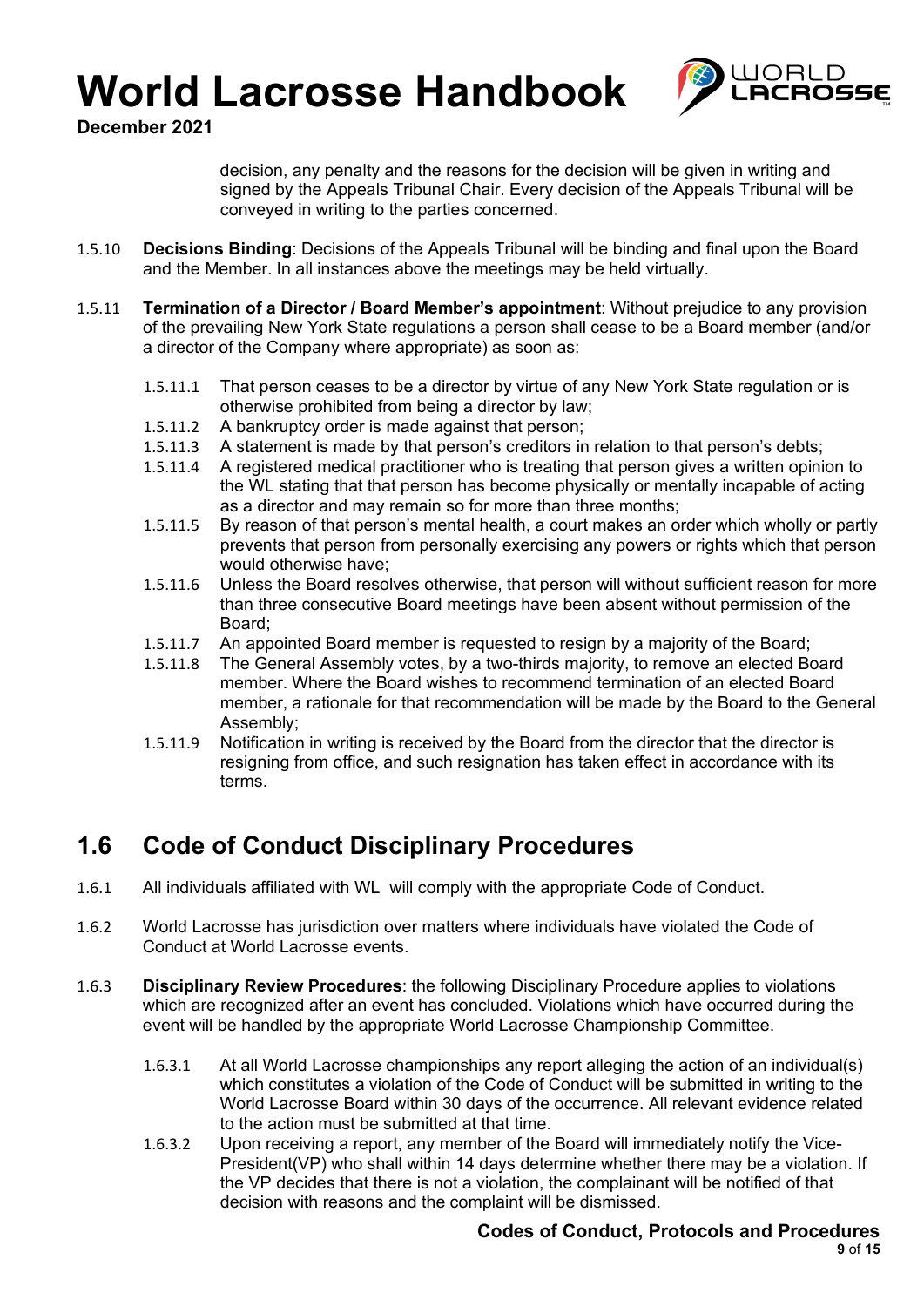decision, any penalty and the reasons for the decision will be given in writing and signed by the Appeals Tribunal Chair. Every decision of the Appeals Tribunal will be conveyed in writing to the parties concerned.

1.5.10 **Decisions Binding**: Decisions of the Appeals Tribunal will be binding and final upon the Board and the Member. In all instances above the meetings may be held virtually.

1.5.11 **Termination of a Director / Board Member's appointment**: Without prejudice to any provision of the prevailing New York State regulations a person shall cease to be a Board member (and/or a director of the Company where appropriate) as soon as:

- 1.5.11.1 That person ceases to be a director by virtue of any New York State regulation or is otherwise prohibited from being a director by law;
- 1.5.11.2 A bankruptcy order is made against that person;
- 1.5.11.3 A statement is made by that person's creditors in relation to that person's debts;
- 1.5.11.4 A registered medical practitioner who is treating that person gives a written opinion to the WL stating that that person has become physically or mentally incapable of acting as a director and may remain so for more than three months;
- 1.5.11.5 By reason of that person's mental health, a court makes an order which wholly or partly prevents that person from personally exercising any powers or rights which that person would otherwise have;
- 1.5.11.6 Unless the Board resolves otherwise, that person will without sufficient reason for more than three consecutive Board meetings have been absent without permission of the Board;
- 1.5.11.7 An appointed Board member is requested to resign by a majority of the Board;
- 1.5.11.8 The General Assembly votes, by a two-thirds majority, to remove an elected Board member. Where the Board wishes to recommend termination of an elected Board member, a rationale for that recommendation will be made by the Board to the General Assembly;
- 1.5.11.9 Notification in writing is received by the Board from the director that the director is resigning from office, and such resignation has taken effect in accordance with its terms.

## 1.6 Code of Conduct Disciplinary Procedures

1.6.1 All individuals affiliated with WL will comply with the appropriate Code of Conduct.

1.6.2 World Lacrosse has jurisdiction over matters where individuals have violated the Code of Conduct at World Lacrosse events.

1.6.3 **Disciplinary Review Procedures**: the following Disciplinary Procedure applies to violations which are recognized after an event has concluded. Violations which have occurred during the event will be handled by the appropriate World Lacrosse Championship Committee.

- 1.6.3.1 At all World Lacrosse championships any report alleging the action of an individual(s) which constitutes a violation of the Code of Conduct will be submitted in writing to the World Lacrosse Board within 30 days of the occurrence. All relevant evidence related to the action must be submitted at that time.
- 1.6.3.2 Upon receiving a report, any member of the Board will immediately notify the Vice-President(VP) who shall within 14 days determine whether there may be a violation. If the VP decides that there is not a violation, the complainant will be notified of that decision with reasons and the complaint will be dismissed.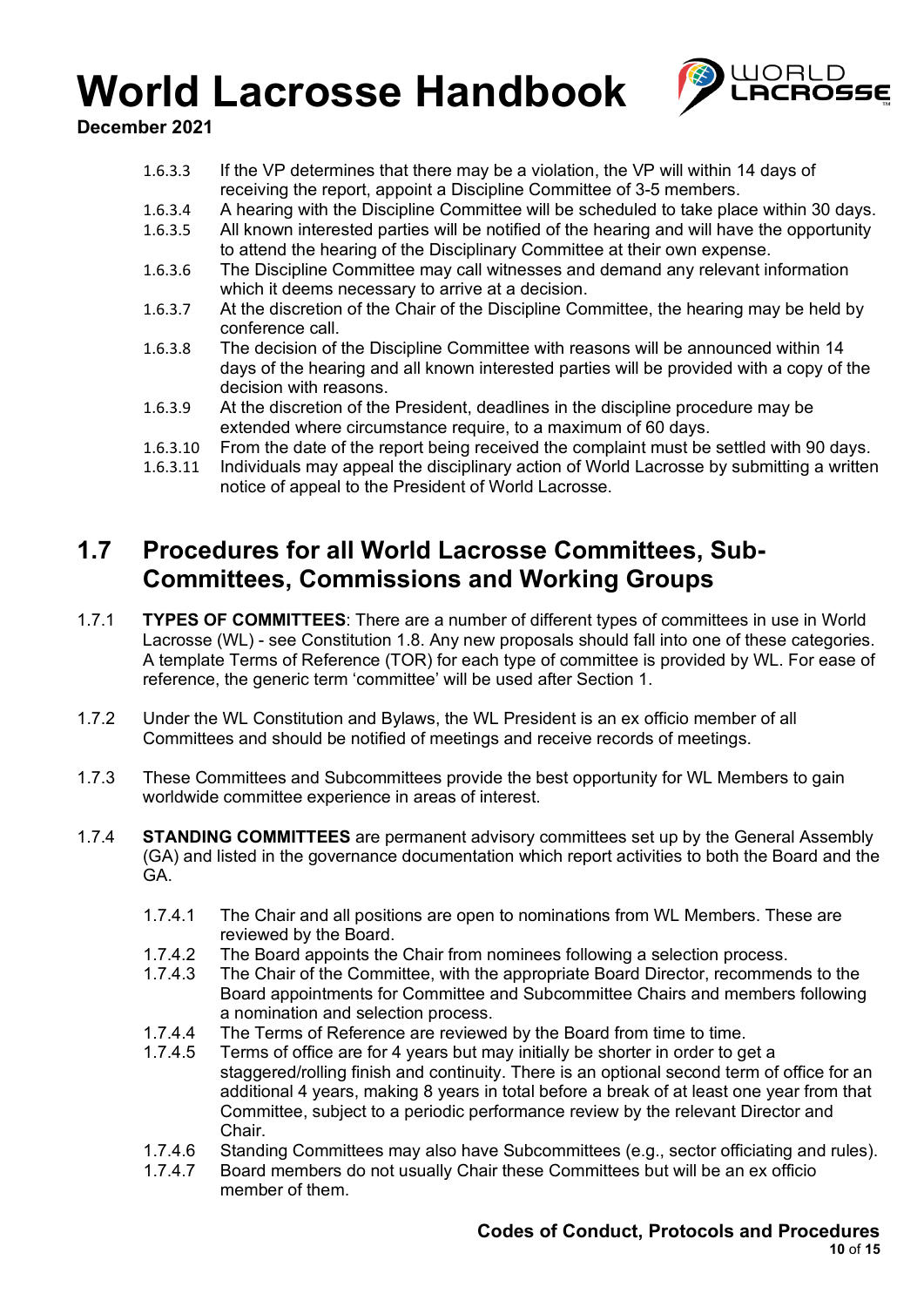1.6.3.3 If the VP determines that there may be a violation, the VP will within 14 days of receiving the report, appoint a Discipline Committee of 3-5 members.

1.6.3.4 A hearing with the Discipline Committee will be scheduled to take place within 30 days.

1.6.3.5 All known interested parties will be notified of the hearing and will have the opportunity to attend the hearing of the Disciplinary Committee at their own expense.

1.6.3.6 The Discipline Committee may call witnesses and demand any relevant information which it deems necessary to arrive at a decision.

1.6.3.7 At the discretion of the Chair of the Discipline Committee, the hearing may be held by conference call.

1.6.3.8 The decision of the Discipline Committee with reasons will be announced within 14 days of the hearing and all known interested parties will be provided with a copy of the decision with reasons.

1.6.3.9 At the discretion of the President, deadlines in the discipline procedure may be extended where circumstance require, to a maximum of 60 days.

1.6.3.10 From the date of the report being received the complaint must be settled with 90 days.

1.6.3.11 Individuals may appeal the disciplinary action of World Lacrosse by submitting a written notice of appeal to the President of World Lacrosse.

## 1.7 Procedures for all World Lacrosse Committees, Sub-Committees, Commissions and Working Groups

1.7.1 **TYPES OF COMMITTEES**: There are a number of different types of committees in use in World Lacrosse (WL) - see Constitution 1.8. Any new proposals should fall into one of these categories. A template Terms of Reference (TOR) for each type of committee is provided by WL. For ease of reference, the generic term 'committee' will be used after Section 1.

1.7.2 Under the WL Constitution and Bylaws, the WL President is an ex officio member of all Committees and should be notified of meetings and receive records of meetings.

1.7.3 These Committees and Subcommittees provide the best opportunity for WL Members to gain worldwide committee experience in areas of interest.

1.7.4 **STANDING COMMITTEES** are permanent advisory committees set up by the General Assembly (GA) and listed in the governance documentation which report activities to both the Board and the GA.

1.7.4.1 The Chair and all positions are open to nominations from WL Members. These are reviewed by the Board.

1.7.4.2 The Board appoints the Chair from nominees following a selection process.

1.7.4.3 The Chair of the Committee, with the appropriate Board Director, recommends to the Board appointments for Committee and Subcommittee Chairs and members following a nomination and selection process.

1.7.4.4 The Terms of Reference are reviewed by the Board from time to time.

1.7.4.5 Terms of office are for 4 years but may initially be shorter in order to get a staggered/rolling finish and continuity. There is an optional second term of office for an additional 4 years, making 8 years in total before a break of at least one year from that Committee, subject to a periodic performance review by the relevant Director and Chair.

1.7.4.6 Standing Committees may also have Subcommittees (e.g., sector officiating and rules).

1.7.4.7 Board members do not usually Chair these Committees but will be an ex officio member of them.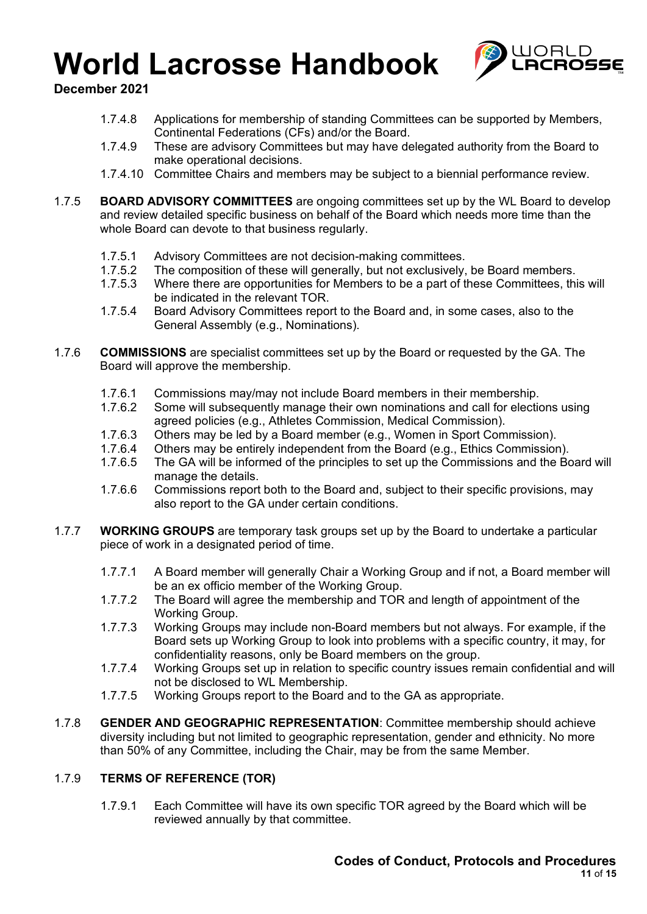1.7.4.8 Applications for membership of standing Committees can be supported by Members, Continental Federations (CFs) and/or the Board.

1.7.4.9 These are advisory Committees but may have delegated authority from the Board to make operational decisions.

1.7.4.10 Committee Chairs and members may be subject to a biennial performance review.

1.7.5 **BOARD ADVISORY COMMITTEES** are ongoing committees set up by the WL Board to develop and review detailed specific business on behalf of the Board which needs more time than the whole Board can devote to that business regularly.

1.7.5.1 Advisory Committees are not decision-making committees.

1.7.5.2 The composition of these will generally, but not exclusively, be Board members.

1.7.5.3 Where there are opportunities for Members to be a part of these Committees, this will be indicated in the relevant TOR.

1.7.5.4 Board Advisory Committees report to the Board and, in some cases, also to the General Assembly (e.g., Nominations).

1.7.6 **COMMISSIONS** are specialist committees set up by the Board or requested by the GA. The Board will approve the membership.

1.7.6.1 Commissions may/may not include Board members in their membership.

1.7.6.2 Some will subsequently manage their own nominations and call for elections using agreed policies (e.g., Athletes Commission, Medical Commission).

1.7.6.3 Others may be led by a Board member (e.g., Women in Sport Commission).

1.7.6.4 Others may be entirely independent from the Board (e.g., Ethics Commission).

1.7.6.5 The GA will be informed of the principles to set up the Commissions and the Board will manage the details.

1.7.6.6 Commissions report both to the Board and, subject to their specific provisions, may also report to the GA under certain conditions.

1.7.7 **WORKING GROUPS** are temporary task groups set up by the Board to undertake a particular piece of work in a designated period of time.

1.7.7.1 A Board member will generally Chair a Working Group and if not, a Board member will be an ex officio member of the Working Group.

1.7.7.2 The Board will agree the membership and TOR and length of appointment of the Working Group.

1.7.7.3 Working Groups may include non-Board members but not always. For example, if the Board sets up Working Group to look into problems with a specific country, it may, for confidentiality reasons, only be Board members on the group.

1.7.7.4 Working Groups set up in relation to specific country issues remain confidential and will not be disclosed to WL Membership.

1.7.7.5 Working Groups report to the Board and to the GA as appropriate.

1.7.8 **GENDER AND GEOGRAPHIC REPRESENTATION**: Committee membership should achieve diversity including but not limited to geographic representation, gender and ethnicity. No more than 50% of any Committee, including the Chair, may be from the same Member.

1.7.9 **TERMS OF REFERENCE (TOR)**

1.7.9.1 Each Committee will have its own specific TOR agreed by the Board which will be reviewed annually by that committee.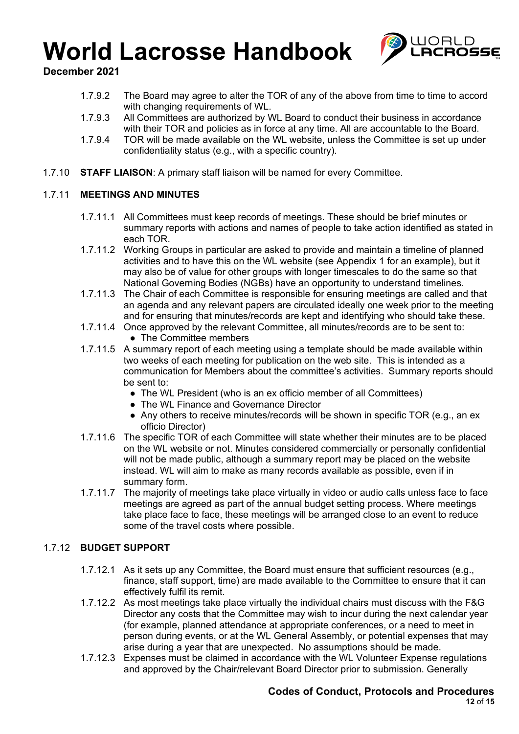1.7.9.2 The Board may agree to alter the TOR of any of the above from time to time to accord with changing requirements of WL.

1.7.9.3 All Committees are authorized by WL Board to conduct their business in accordance with their TOR and policies as in force at any time. All are accountable to the Board.

1.7.9.4 TOR will be made available on the WL website, unless the Committee is set up under confidentiality status (e.g., with a specific country).

1.7.10 **STAFF LIAISON**: A primary staff liaison will be named for every Committee.

1.7.11 **MEETINGS AND MINUTES**

1.7.11.1 All Committees must keep records of meetings. These should be brief minutes or summary reports with actions and names of people to take action identified as stated in each TOR.

1.7.11.2 Working Groups in particular are asked to provide and maintain a timeline of planned activities and to have this on the WL website (see Appendix 1 for an example), but it may also be of value for other groups with longer timescales to do the same so that National Governing Bodies (NGBs) have an opportunity to understand timelines.

1.7.11.3 The Chair of each Committee is responsible for ensuring meetings are called and that an agenda and any relevant papers are circulated ideally one week prior to the meeting and for ensuring that minutes/records are kept and identifying who should take these.

1.7.11.4 Once approved by the relevant Committee, all minutes/records are to be sent to:

- The Committee members

1.7.11.5 A summary report of each meeting using a template should be made available within two weeks of each meeting for publication on the web site. This is intended as a communication for Members about the committee's activities. Summary reports should be sent to:

- The WL President (who is an ex officio member of all Committees)
- The WL Finance and Governance Director
- Any others to receive minutes/records will be shown in specific TOR (e.g., an ex officio Director)

1.7.11.6 The specific TOR of each Committee will state whether their minutes are to be placed on the WL website or not. Minutes considered commercially or personally confidential will not be made public, although a summary report may be placed on the website instead. WL will aim to make as many records available as possible, even if in summary form.

1.7.11.7 The majority of meetings take place virtually in video or audio calls unless face to face meetings are agreed as part of the annual budget setting process. Where meetings take place face to face, these meetings will be arranged close to an event to reduce some of the travel costs where possible.

1.7.12 **BUDGET SUPPORT**

1.7.12.1 As it sets up any Committee, the Board must ensure that sufficient resources (e.g., finance, staff support, time) are made available to the Committee to ensure that it can effectively fulfil its remit.

1.7.12.2 As most meetings take place virtually the individual chairs must discuss with the F&G Director any costs that the Committee may wish to incur during the next calendar year (for example, planned attendance at appropriate conferences, or a need to meet in person during events, or at the WL General Assembly, or potential expenses that may arise during a year that are unexpected. No assumptions should be made.

1.7.12.3 Expenses must be claimed in accordance with the WL Volunteer Expense regulations and approved by the Chair/relevant Board Director prior to submission. Generally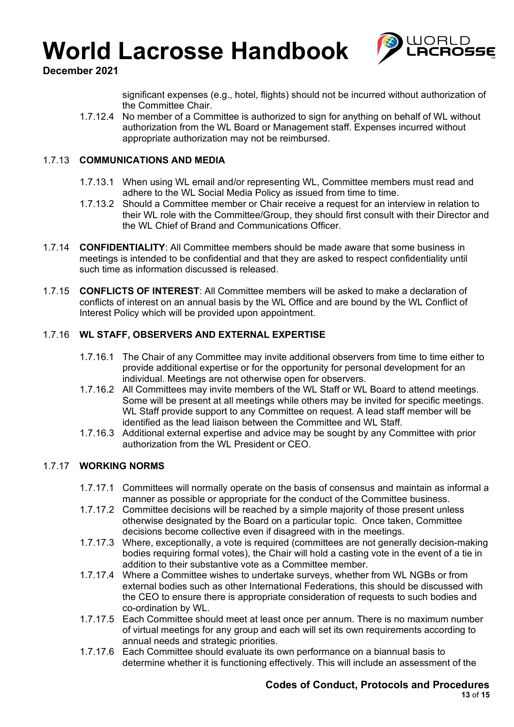significant expenses (e.g., hotel, flights) should not be incurred without authorization of the Committee Chair.

1.7.12.4 No member of a Committee is authorized to sign for anything on behalf of WL without authorization from the WL Board or Management staff. Expenses incurred without appropriate authorization may not be reimbursed.

### 1.7.13 COMMUNICATIONS AND MEDIA

1.7.13.1 When using WL email and/or representing WL, Committee members must read and adhere to the WL Social Media Policy as issued from time to time.

1.7.13.2 Should a Committee member or Chair receive a request for an interview in relation to their WL role with the Committee/Group, they should first consult with their Director and the WL Chief of Brand and Communications Officer.

1.7.14 **CONFIDENTIALITY**: All Committee members should be made aware that some business in meetings is intended to be confidential and that they are asked to respect confidentiality until such time as information discussed is released.

1.7.15 **CONFLICTS OF INTEREST**: All Committee members will be asked to make a declaration of conflicts of interest on an annual basis by the WL Office and are bound by the WL Conflict of Interest Policy which will be provided upon appointment.

### 1.7.16 WL STAFF, OBSERVERS AND EXTERNAL EXPERTISE

1.7.16.1 The Chair of any Committee may invite additional observers from time to time either to provide additional expertise or for the opportunity for personal development for an individual. Meetings are not otherwise open for observers.

1.7.16.2 All Committees may invite members of the WL Staff or WL Board to attend meetings. Some will be present at all meetings while others may be invited for specific meetings. WL Staff provide support to any Committee on request. A lead staff member will be identified as the lead liaison between the Committee and WL Staff.

1.7.16.3 Additional external expertise and advice may be sought by any Committee with prior authorization from the WL President or CEO.

### 1.7.17 WORKING NORMS

1.7.17.1 Committees will normally operate on the basis of consensus and maintain as informal a manner as possible or appropriate for the conduct of the Committee business.

1.7.17.2 Committee decisions will be reached by a simple majority of those present unless otherwise designated by the Board on a particular topic. Once taken, Committee decisions become collective even if disagreed with in the meetings.

1.7.17.3 Where, exceptionally, a vote is required (committees are not generally decision-making bodies requiring formal votes), the Chair will hold a casting vote in the event of a tie in addition to their substantive vote as a Committee member.

1.7.17.4 Where a Committee wishes to undertake surveys, whether from WL NGBs or from external bodies such as other International Federations, this should be discussed with the CEO to ensure there is appropriate consideration of requests to such bodies and co-ordination by WL.

1.7.17.5 Each Committee should meet at least once per annum. There is no maximum number of virtual meetings for any group and each will set its own requirements according to annual needs and strategic priorities.

1.7.17.6 Each Committee should evaluate its own performance on a biannual basis to determine whether it is functioning effectively. This will include an assessment of the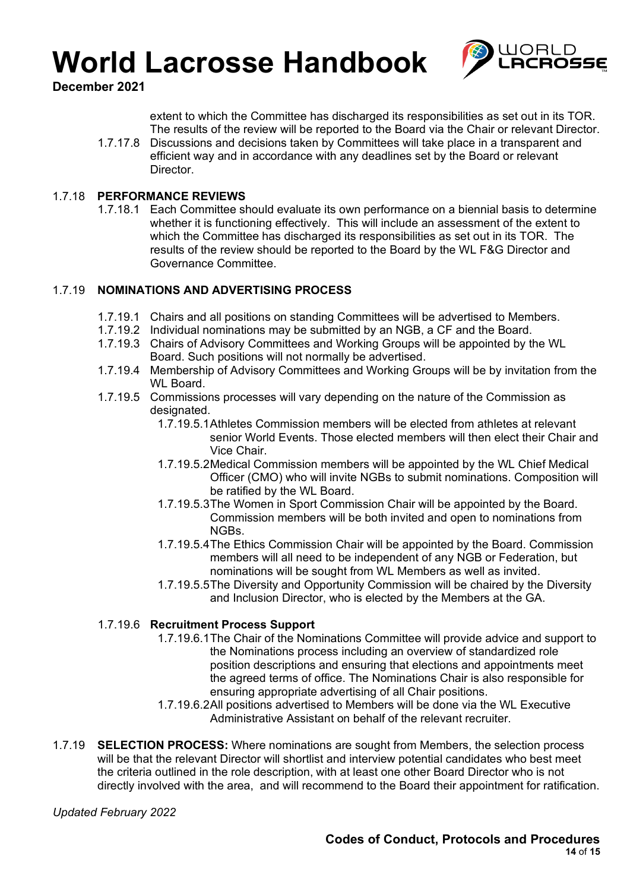extent to which the Committee has discharged its responsibilities as set out in its TOR. The results of the review will be reported to the Board via the Chair or relevant Director.

1.7.17.8 Discussions and decisions taken by Committees will take place in a transparent and efficient way and in accordance with any deadlines set by the Board or relevant Director.

1.7.18 **PERFORMANCE REVIEWS**

1.7.18.1 Each Committee should evaluate its own performance on a biennial basis to determine whether it is functioning effectively. This will include an assessment of the extent to which the Committee has discharged its responsibilities as set out in its TOR. The results of the review should be reported to the Board by the WL F&G Director and Governance Committee.

1.7.19 **NOMINATIONS AND ADVERTISING PROCESS**

1.7.19.1 Chairs and all positions on standing Committees will be advertised to Members.

1.7.19.2 Individual nominations may be submitted by an NGB, a CF and the Board.

1.7.19.3 Chairs of Advisory Committees and Working Groups will be appointed by the WL Board. Such positions will not normally be advertised.

1.7.19.4 Membership of Advisory Committees and Working Groups will be by invitation from the WL Board.

1.7.19.5 Commissions processes will vary depending on the nature of the Commission as designated.

1.7.19.5.1 Athletes Commission members will be elected from athletes at relevant senior World Events. Those elected members will then elect their Chair and Vice Chair.

1.7.19.5.2 Medical Commission members will be appointed by the WL Chief Medical Officer (CMO) who will invite NGBs to submit nominations. Composition will be ratified by the WL Board.

1.7.19.5.3 The Women in Sport Commission Chair will be appointed by the Board. Commission members will be both invited and open to nominations from NGBs.

1.7.19.5.4 The Ethics Commission Chair will be appointed by the Board. Commission members will all need to be independent of any NGB or Federation, but nominations will be sought from WL Members as well as invited.

1.7.19.5.5 The Diversity and Opportunity Commission will be chaired by the Diversity and Inclusion Director, who is elected by the Members at the GA.

1.7.19.6 **Recruitment Process Support**

1.7.19.6.1 The Chair of the Nominations Committee will provide advice and support to the Nominations process including an overview of standardized role position descriptions and ensuring that elections and appointments meet the agreed terms of office. The Nominations Chair is also responsible for ensuring appropriate advertising of all Chair positions.

1.7.19.6.2 All positions advertised to Members will be done via the WL Executive Administrative Assistant on behalf of the relevant recruiter.

1.7.19 **SELECTION PROCESS:** Where nominations are sought from Members, the selection process will be that the relevant Director will shortlist and interview potential candidates who best meet the criteria outlined in the role description, with at least one other Board Director who is not directly involved with the area, and will recommend to the Board their appointment for ratification.

*Updated February 2022*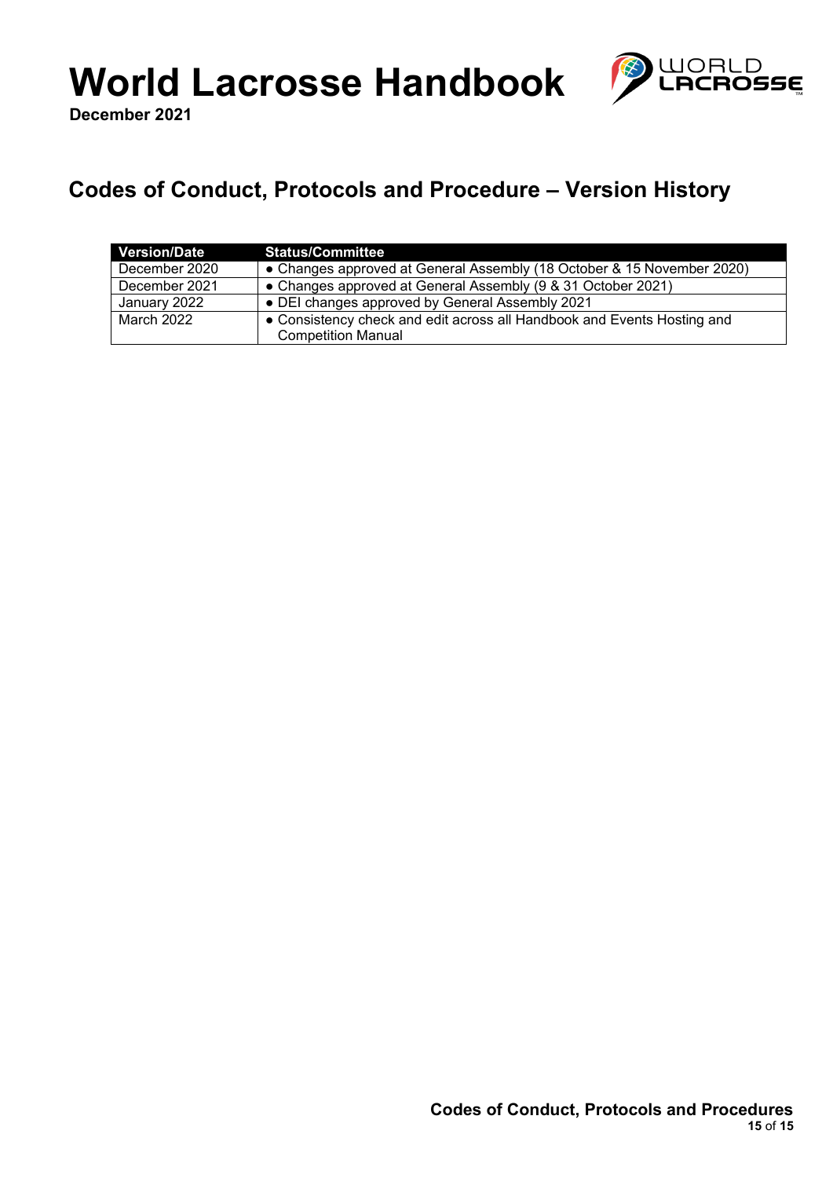## Codes of Conduct, Protocols and Procedure – Version History

| Version/Date | Status/Committee |
| --- | --- |
| December 2020 | ● Changes approved at General Assembly (18 October & 15 November 2020) |
| December 2021 | ● Changes approved at General Assembly (9 & 31 October 2021) |
| January 2022 | ● DEI changes approved by General Assembly 2021 |
| March 2022 | ● Consistency check and edit across all Handbook and Events Hosting and Competition Manual |